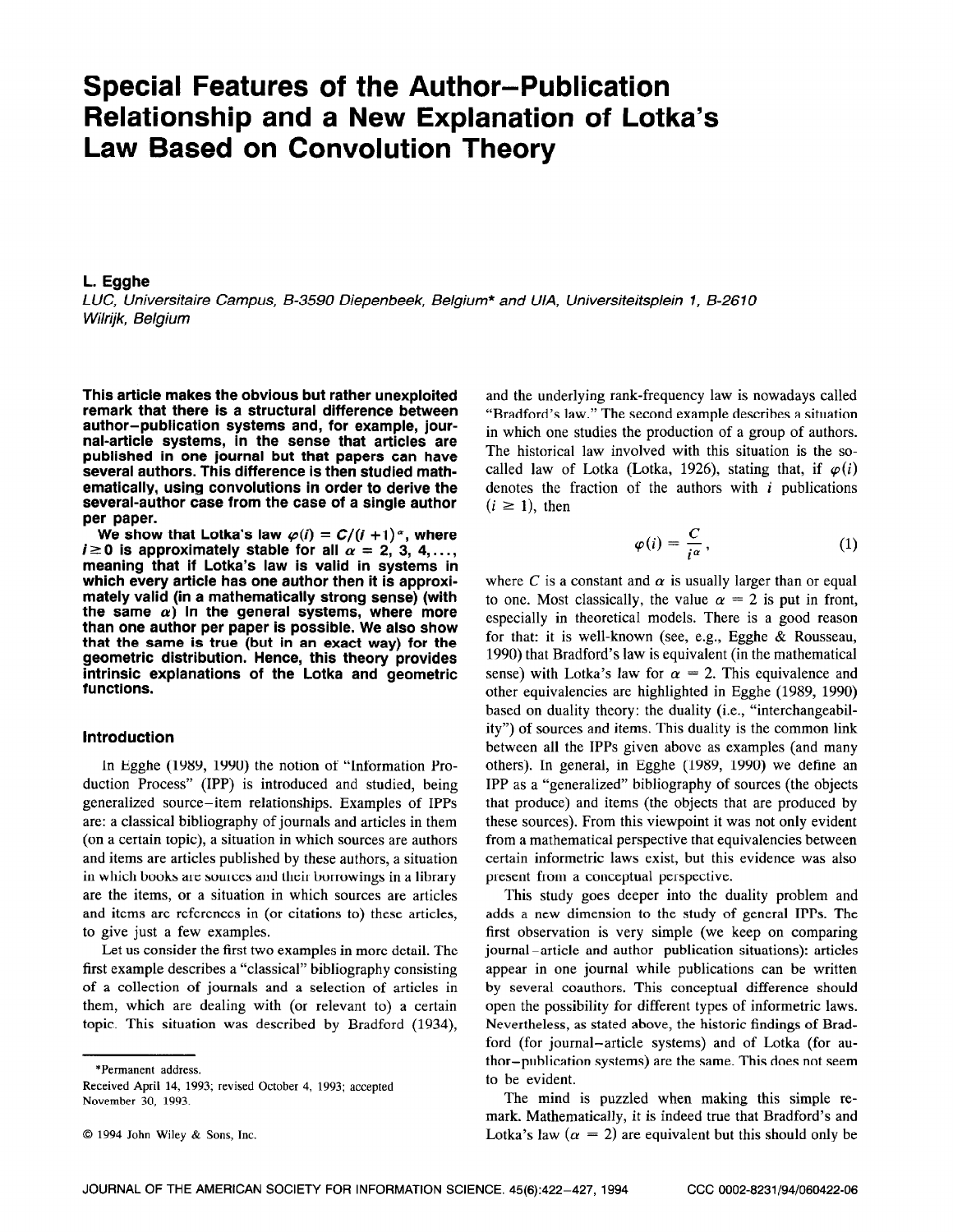# Special Features of the Author–Publication Relationship and a New Explanation of Lotka's Law Based on Convolution Theory

**L. Egghe**

*LUC, Universitaire Campus, B-3590 Diepenbeek, Belgium\* and UIA, Universiteitsplein 1, B-2610 Wilrijk, Belgium*

**This article makes the obvious but rather unexploited remark that there is a structural difference between author–publication systems and, for example, journal-article systems, in the sense that articles are published in one journal but that papers can have several authors. This difference is then studied mathematically, using convolutions in order to derive the several-author case from the case of a single author per paper.**

**We show that Lotka's law $\varphi(i) = C/(i+1)^\alpha$, where $i \geq 0$ is approximately stable for all $\alpha = 2, 3, 4, \ldots$, meaning that if Lotka's law is valid in systems in which every article has one author then it is approximately valid (in a mathematically strong sense) (with the same $\alpha$) in the general systems, where more than one author per paper is possible. We also show that the same is true (but in an exact way) for the geometric distribution. Hence, this theory provides intrinsic explanations of the Lotka and geometric functions.**

## Introduction

In Egghe (1989, 1990) the notion of "Information Production Process" (IPP) is introduced and studied, being generalized source–item relationships. Examples of IPPs are: a classical bibliography of journals and articles in them (on a certain topic), a situation in which sources are authors and items are articles published by these authors, a situation in which books are sources and their borrowings in a library are the items, or a situation in which sources are articles and items are references in (or citations to) these articles, to give just a few examples.

Let us consider the first two examples in more detail. The first example describes a "classical" bibliography consisting of a collection of journals and a selection of articles in them, which are dealing with (or relevant to) a certain topic. This situation was described by Bradford (1934), and the underlying rank-frequency law is nowadays called "Bradford's law." The second example describes a situation in which one studies the production of a group of authors. The historical law involved with this situation is the so-called law of Lotka (Lotka, 1926), stating that, if $\varphi(i)$ denotes the fraction of the authors with $i$ publications ($i \geq 1$), then

$$\varphi(i) = \frac{C}{i^\alpha}, \tag{1}$$

where $C$ is a constant and $\alpha$ is usually larger than or equal to one. Most classically, the value $\alpha = 2$ is put in front, especially in theoretical models. There is a good reason for that: it is well-known (see, e.g., Egghe & Rousseau, 1990) that Bradford's law is equivalent (in the mathematical sense) with Lotka's law for $\alpha = 2$. This equivalence and other equivalencies are highlighted in Egghe (1989, 1990) based on duality theory: the duality (i.e., "interchangeability") of sources and items. This duality is the common link between all the IPPs given above as examples (and many others). In general, in Egghe (1989, 1990) we define an IPP as a "generalized" bibliography of sources (the objects that produce) and items (the objects that are produced by these sources). From this viewpoint it was not only evident from a mathematical perspective that equivalencies between certain informetric laws exist, but this evidence was also present from a conceptual perspective.

This study goes deeper into the duality problem and adds a new dimension to the study of general IPPs. The first observation is very simple (we keep on comparing journal–article and author–publication situations): articles appear in one journal while publications can be written by several coauthors. This conceptual difference should open the possibility for different types of informetric laws. Nevertheless, as stated above, the historic findings of Bradford (for journal–article systems) and of Lotka (for author–publication systems) are the same. This does not seem to be evident.

The mind is puzzled when making this simple remark. Mathematically, it is indeed true that Bradford's and Lotka's law ($\alpha = 2$) are equivalent but this should only be

---

\*Permanent address.

Received April 14, 1993; revised October 4, 1993; accepted November 30, 1993.

© 1994 John Wiley & Sons, Inc.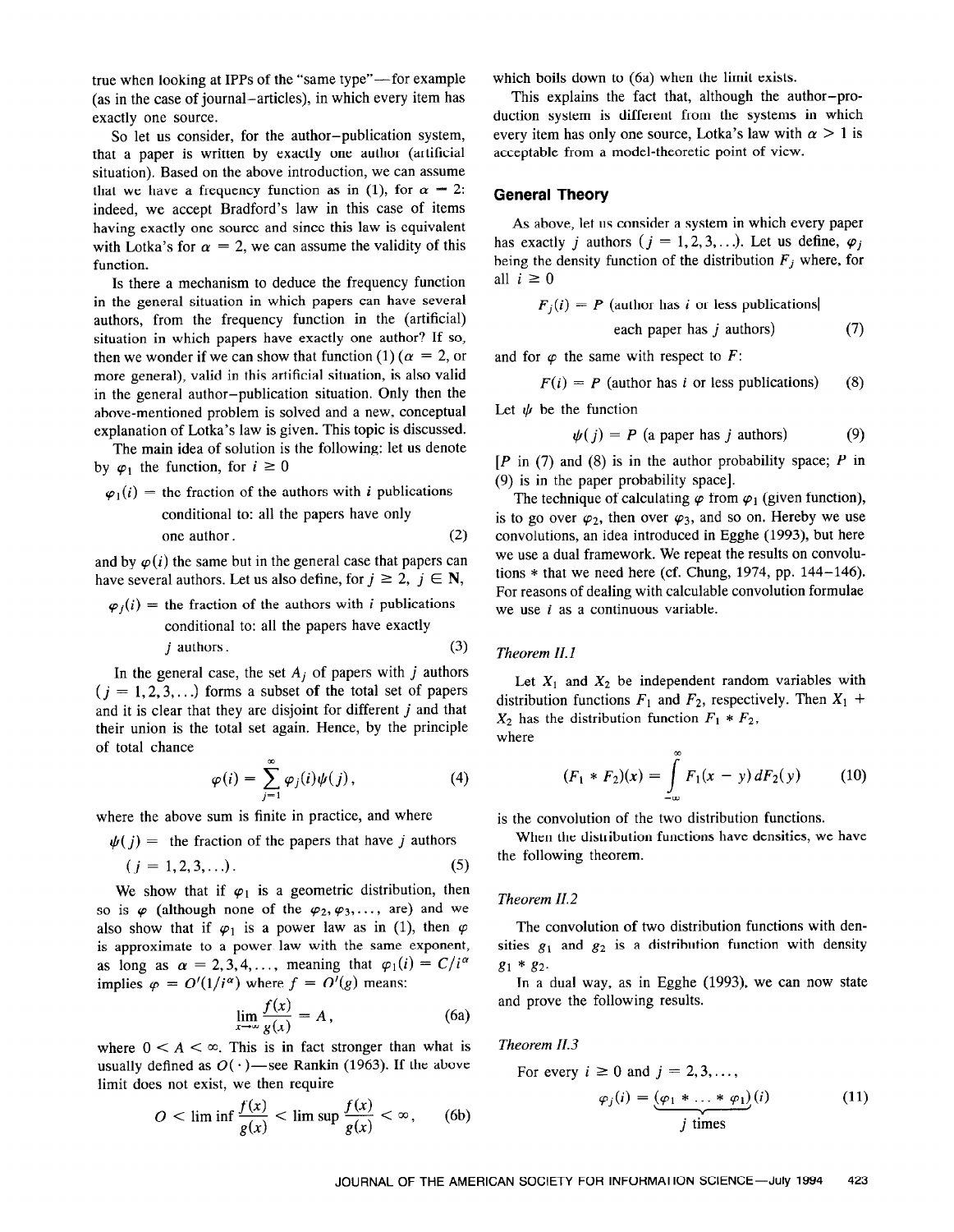true when looking at IPPs of the "same type"—for example (as in the case of journal–articles), in which every item has exactly one source.

So let us consider, for the author–publication system, that a paper is written by exactly one author (artificial situation). Based on the above introduction, we can assume that we have a frequency function as in (1), for $\alpha = 2$: indeed, we accept Bradford's law in this case of items having exactly one source and since this law is equivalent with Lotka's for $\alpha = 2$, we can assume the validity of this function.

Is there a mechanism to deduce the frequency function in the general situation in which papers can have several authors, from the frequency function in the (artificial) situation in which papers have exactly one author? If so, then we wonder if we can show that function (1) ($\alpha = 2$, or more general), valid in this artificial situation, is also valid in the general author–publication situation. Only then the above-mentioned problem is solved and a new, conceptual explanation of Lotka's law is given. This topic is discussed.

The main idea of solution is the following: let us denote by $\varphi_1$ the function, for $i \geq 0$

$$\varphi_1(i) = \text{the fraction of the authors with } i \text{ publications conditional to: all the papers have only one author.} \tag{2}$$

and by $\varphi(i)$ the same but in the general case that papers can have several authors. Let us also define, for $j \geq 2$, $j \in \mathbf{N}$,

$$\varphi_j(i) = \text{the fraction of the authors with } i \text{ publications conditional to: all the papers have exactly } j \text{ authors.} \tag{3}$$

In the general case, the set $A_j$ of papers with $j$ authors ($j = 1, 2, 3, \ldots$) forms a subset of the total set of papers and it is clear that they are disjoint for different $j$ and that their union is the total set again. Hence, by the principle of total chance

$$\varphi(i) = \sum_{j=1}^{\infty} \varphi_j(i)\psi(j), \tag{4}$$

where the above sum is finite in practice, and where

$$\psi(j) = \text{the fraction of the papers that have } j \text{ authors } (j = 1, 2, 3, \ldots). \tag{5}$$

We show that if $\varphi_1$ is a geometric distribution, then so is $\varphi$ (although none of the $\varphi_2, \varphi_3, \ldots$, are) and we also show that if $\varphi_1$ is a power law as in (1), then $\varphi$ is approximate to a power law with the same exponent, as long as $\alpha = 2, 3, 4, \ldots$, meaning that $\varphi_1(i) = C/i^\alpha$ implies $\varphi = O'(1/i^\alpha)$ where $f = O'(g)$ means:

$$\lim_{x \to \infty} \frac{f(x)}{g(x)} = A, \tag{6a}$$

where $0 < A < \infty$. This is in fact stronger than what is usually defined as $O(\cdot)$—see Rankin (1963). If the above limit does not exist, we then require

$$0 < \liminf \frac{f(x)}{g(x)} < \limsup \frac{f(x)}{g(x)} < \infty, \tag{6b}$$

which boils down to (6a) when the limit exists.

This explains the fact that, although the author–production system is different from the systems in which every item has only one source, Lotka's law with $\alpha > 1$ is acceptable from a model-theoretic point of view.

## General Theory

As above, let us consider a system in which every paper has exactly $j$ authors ($j = 1, 2, 3, \ldots$). Let us define, $\varphi_j$ being the density function of the distribution $F_j$ where, for all $i \geq 0$

$$F_j(i) = P\,(\text{author has } i \text{ or less publications} \mid \text{each paper has } j \text{ authors}) \tag{7}$$

and for $\varphi$ the same with respect to $F$:

$$F(i) = P\,(\text{author has } i \text{ or less publications}) \tag{8}$$

Let $\psi$ be the function

$$\psi(j) = P\,(\text{a paper has } j \text{ authors}) \tag{9}$$

[$P$ in (7) and (8) is in the author probability space; $P$ in (9) is in the paper probability space].

The technique of calculating $\varphi$ from $\varphi_1$ (given function), is to go over $\varphi_2$, then over $\varphi_3$, and so on. Hereby we use convolutions, an idea introduced in Egghe (1993), but here we use a dual framework. We repeat the results on convolutions * that we need here (cf. Chung, 1974, pp. 144–146). For reasons of dealing with calculable convolution formulae we use $i$ as a continuous variable.

### Theorem II.1

Let $X_1$ and $X_2$ be independent random variables with distribution functions $F_1$ and $F_2$, respectively. Then $X_1 + X_2$ has the distribution function $F_1 * F_2$, where

$$(F_1 * F_2)(x) = \int_{-\infty}^{\infty} F_1(x - y)\, dF_2(y) \tag{10}$$

is the convolution of the two distribution functions.

When the distribution functions have densities, we have the following theorem.

### Theorem II.2

The convolution of two distribution functions with densities $g_1$ and $g_2$ is a distribution function with density $g_1 * g_2$.

In a dual way, as in Egghe (1993), we can now state and prove the following results.

### Theorem II.3

For every $i \geq 0$ and $j = 2, 3, \ldots$,

$$\varphi_j(i) = \underbrace{(\varphi_1 * \ldots * \varphi_1)}_{j \text{ times}}(i) \tag{11}$$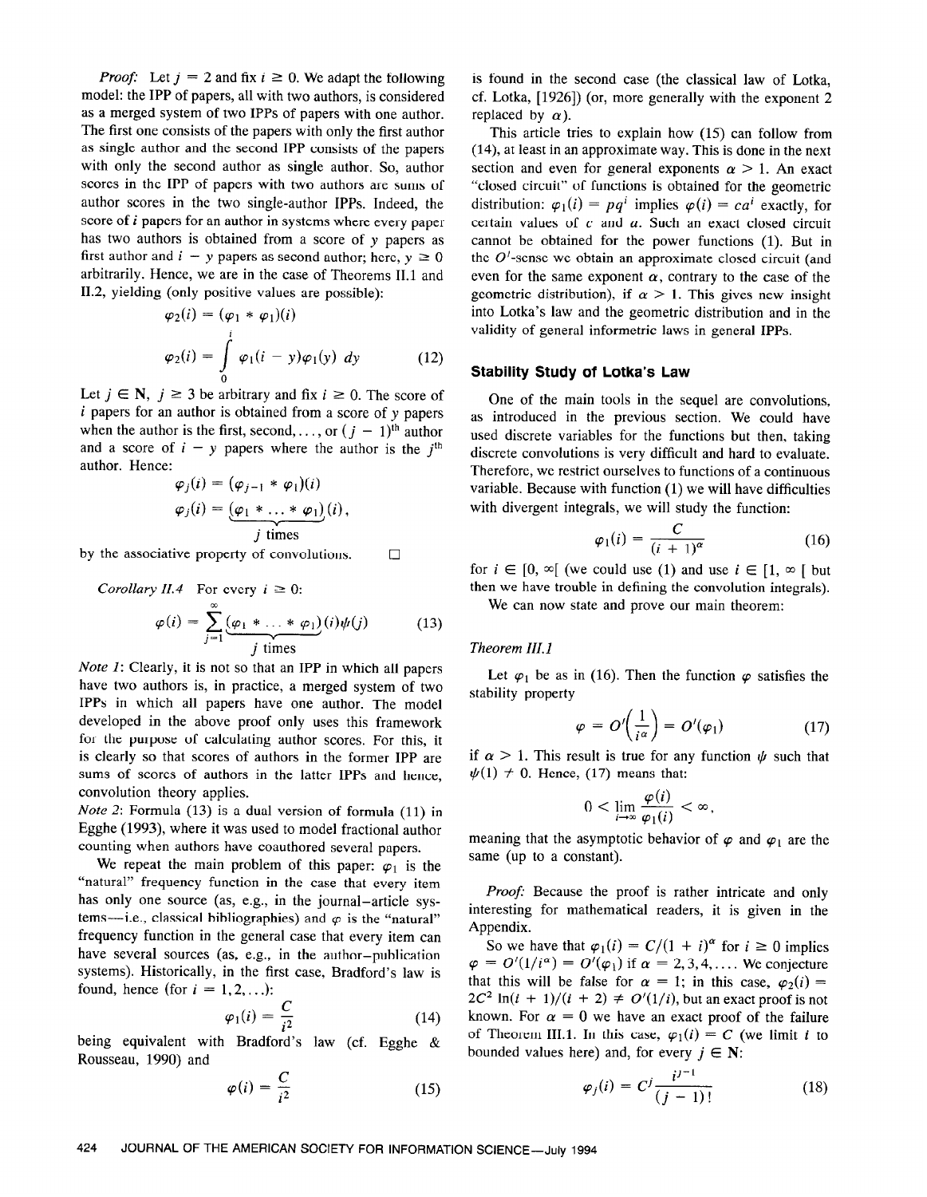*Proof:* Let $j = 2$ and fix $i \geq 0$. We adapt the following model: the IPP of papers, all with two authors, is considered as a merged system of two IPPs of papers with one author. The first one consists of the papers with only the first author as single author and the second IPP consists of the papers with only the second author as single author. So, author scores in the IPP of papers with two authors are sums of author scores in the two single-author IPPs. Indeed, the score of $i$ papers for an author in systems where every paper has two authors is obtained from a score of $y$ papers as first author and $i - y$ papers as second author; here, $y \geq 0$ arbitrarily. Hence, we are in the case of Theorems II.1 and II.2, yielding (only positive values are possible):

$$\varphi_2(i) = (\varphi_1 * \varphi_1)(i)$$

$$\varphi_2(i) = \int_0^i \varphi_1(i-y)\varphi_1(y)\,dy \tag{12}$$

Let $j \in \mathbf{N}$, $j \geq 3$ be arbitrary and fix $i \geq 0$. The score of $i$ papers for an author is obtained from a score of $y$ papers when the author is the first, second, ..., or $(j-1)^{\text{th}}$ author and a score of $i - y$ papers where the author is the $j^{\text{th}}$ author. Hence:

$$\varphi_j(i) = (\varphi_{j-1} * \varphi_1)(i)$$

$$\varphi_j(i) = \underbrace{(\varphi_1 * \ldots * \varphi_1)}_{j \text{ times}}(i),$$

by the associative property of convolutions. □

*Corollary II.4* For every $i \geq 0$:

$$\varphi(i) = \sum_{j=1}^{\infty} \underbrace{(\varphi_1 * \ldots * \varphi_1)}_{j \text{ times}}(i)\psi(j) \tag{13}$$

*Note 1:* Clearly, it is not so that an IPP in which all papers have two authors is, in practice, a merged system of two IPPs in which all papers have one author. The model developed in the above proof only uses this framework for the purpose of calculating author scores. For this, it is clearly so that scores of authors in the former IPP are sums of scores of authors in the latter IPPs and hence, convolution theory applies.

*Note 2:* Formula (13) is a dual version of formula (11) in Egghe (1993), where it was used to model fractional author counting when authors have coauthored several papers.

We repeat the main problem of this paper: $\varphi_1$ is the "natural" frequency function in the case that every item has only one source (as, e.g., in the journal-article systems—i.e., classical bibliographies) and $\varphi$ is the "natural" frequency function in the general case that every item can have several sources (as, e.g., in the author-publication systems). Historically, in the first case, Bradford's law is found, hence (for $i = 1, 2, \ldots$):

$$\varphi_1(i) = \frac{C}{i^2} \tag{14}$$

being equivalent with Bradford's law (cf. Egghe & Rousseau, 1990) and

$$\varphi(i) = \frac{C}{i^2} \tag{15}$$

is found in the second case (the classical law of Lotka, cf. Lotka, [1926]) (or, more generally with the exponent 2 replaced by $\alpha$).

This article tries to explain how (15) can follow from (14), at least in an approximate way. This is done in the next section and even for general exponents $\alpha > 1$. An exact "closed circuit" of functions is obtained for the geometric distribution: $\varphi_1(i) = pq^i$ implies $\varphi(i) = ca^i$ exactly, for certain values of $c$ and $a$. Such an exact closed circuit cannot be obtained for the power functions (1). But in the $O'$-sense we obtain an approximate closed circuit (and even for the same exponent $\alpha$, contrary to the case of the geometric distribution), if $\alpha > 1$. This gives new insight into Lotka's law and the geometric distribution and in the validity of general informetric laws in general IPPs.

## Stability Study of Lotka's Law

One of the main tools in the sequel are convolutions, as introduced in the previous section. We could have used discrete variables for the functions but then, taking discrete convolutions is very difficult and hard to evaluate. Therefore, we restrict ourselves to functions of a continuous variable. Because with function (1) we will have difficulties with divergent integrals, we will study the function:

$$\varphi_1(i) = \frac{C}{(i+1)^\alpha} \tag{16}$$

for $i \in [0, \infty[$ (we could use (1) and use $i \in [1, \infty[$ but then we have trouble in defining the convolution integrals).

We can now state and prove our main theorem:

*Theorem III.1*

Let $\varphi_1$ be as in (16). Then the function $\varphi$ satisfies the stability property

$$\varphi = O'\left(\frac{1}{i^\alpha}\right) = O'(\varphi_1) \tag{17}$$

if $\alpha > 1$. This result is true for any function $\psi$ such that $\psi(1) \neq 0$. Hence, (17) means that:

$$0 < \lim_{i \to \infty} \frac{\varphi(i)}{\varphi_1(i)} < \infty,$$

meaning that the asymptotic behavior of $\varphi$ and $\varphi_1$ are the same (up to a constant).

*Proof:* Because the proof is rather intricate and only interesting for mathematical readers, it is given in the Appendix.

So we have that $\varphi_1(i) = C/(1+i)^\alpha$ for $i \geq 0$ implies $\varphi = O'(1/i^\alpha) = O'(\varphi_1)$ if $\alpha = 2, 3, 4, \ldots$. We conjecture that this will be false for $\alpha = 1$; in this case, $\varphi_2(i) = 2C^2 \ln(i+1)/(i+2) \neq O'(1/i)$, but an exact proof is not known. For $\alpha = 0$ we have an exact proof of the failure of Theorem III.1. In this case, $\varphi_1(i) = C$ (we limit $i$ to bounded values here) and, for every $j \in \mathbf{N}$:

$$\varphi_j(i) = C^j \frac{i^{j-1}}{(j-1)!} \tag{18}$$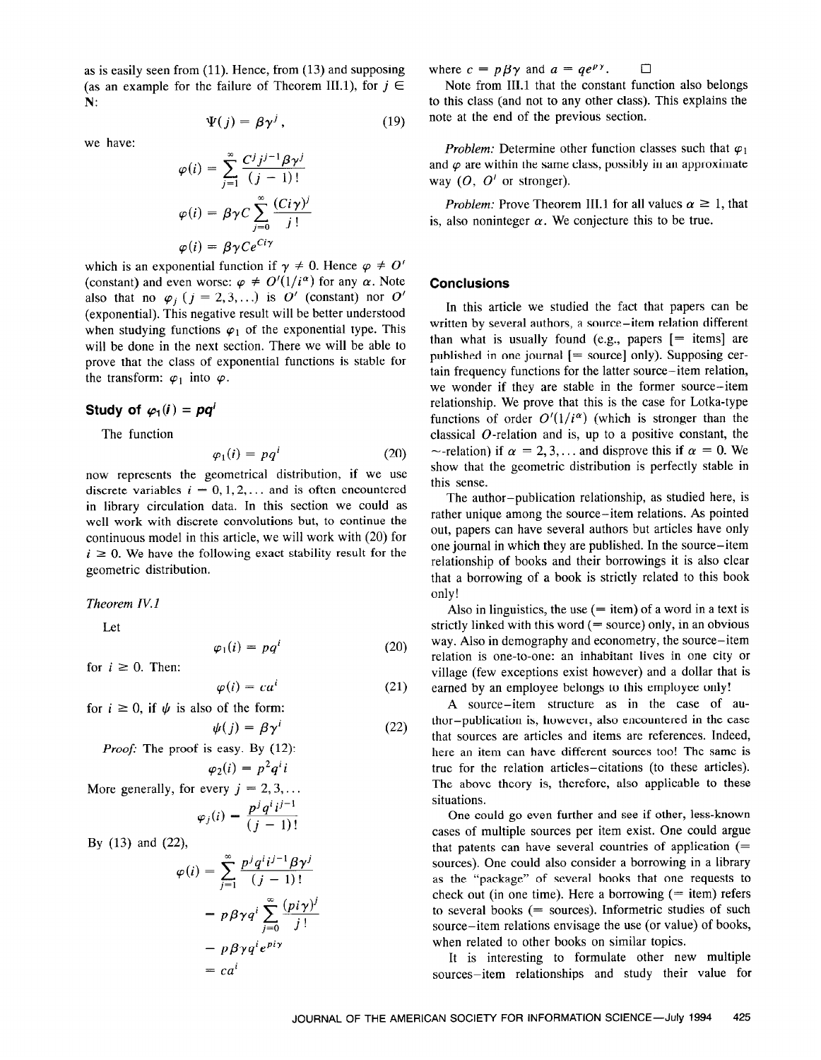as is easily seen from (11). Hence, from (13) and supposing (as an example for the failure of Theorem III.1), for $j \in \mathbf{N}$:

$$\Psi(j) = \beta\gamma^j, \tag{19}$$

we have:

$$\varphi(i) = \sum_{j=1}^{\infty} \frac{C^j j^{j-1} \beta\gamma^j}{(j-1)!}$$

$$\varphi(i) = \beta\gamma C \sum_{j=0}^{\infty} \frac{(Ci\gamma)^j}{j!}$$

$$\varphi(i) = \beta\gamma C e^{Ci\gamma}$$

which is an exponential function if $\gamma \neq 0$. Hence $\varphi \neq O'$ (constant) and even worse: $\varphi \neq O'(1/i^\alpha)$ for any $\alpha$. Note also that no $\varphi_j$ ($j = 2, 3, \ldots$) is $O'$ (constant) nor $O'$ (exponential). This negative result will be better understood when studying functions $\varphi_1$ of the exponential type. This will be done in the next section. There we will be able to prove that the class of exponential functions is stable for the transform: $\varphi_1$ into $\varphi$.

## Study of $\varphi_1(i) = pq^i$

The function

$$\varphi_1(i) = pq^i \tag{20}$$

now represents the geometrical distribution, if we use discrete variables $i = 0, 1, 2, \ldots$ and is often encountered in library circulation data. In this section we could as well work with discrete convolutions but, to continue the continuous model in this article, we will work with (20) for $i \geq 0$. We have the following exact stability result for the geometric distribution.

*Theorem IV.1*

Let

$$\varphi_1(i) = pq^i \tag{20}$$

for $i \geq 0$. Then:

$$\varphi(i) = ca^i \tag{21}$$

for $i \geq 0$, if $\psi$ is also of the form:

$$\psi(j) = \beta\gamma^j \tag{22}$$

*Proof:* The proof is easy. By (12):

$$\varphi_2(i) = p^2 q^i i$$

More generally, for every $j = 2, 3, \ldots$

$$\varphi_j(i) = \frac{p^j q^i i^{j-1}}{(j-1)!}$$

By (13) and (22),

$$\varphi(i) = \sum_{j=1}^{\infty} \frac{p^j q^i i^{j-1} \beta\gamma^j}{(j-1)!}$$

$$= p\beta\gamma q^i \sum_{j=0}^{\infty} \frac{(pi\gamma)^j}{j!}$$

$$= p\beta\gamma q^i e^{pi\gamma}$$

$$= ca^i$$

where $c = p\beta\gamma$ and $a = qe^{p\gamma}$. □

Note from III.1 that the constant function also belongs to this class (and not to any other class). This explains the note at the end of the previous section.

*Problem:* Determine other function classes such that $\varphi_1$ and $\varphi$ are within the same class, possibly in an approximate way ($O$, $O'$ or stronger).

*Problem:* Prove Theorem III.1 for all values $\alpha \geq 1$, that is, also noninteger $\alpha$. We conjecture this to be true.

## Conclusions

In this article we studied the fact that papers can be written by several authors, a source–item relation different than what is usually found (e.g., papers [= items] are published in one journal [= source] only). Supposing certain frequency functions for the latter source–item relation, we wonder if they are stable in the former source–item relationship. We prove that this is the case for Lotka-type functions of order $O'(1/i^\alpha)$ (which is stronger than the classical $O$-relation and is, up to a positive constant, the $\sim$-relation) if $\alpha = 2, 3, \ldots$ and disprove this if $\alpha = 0$. We show that the geometric distribution is perfectly stable in this sense.

The author–publication relationship, as studied here, is rather unique among the source–item relations. As pointed out, papers can have several authors but articles have only one journal in which they are published. In the source–item relationship of books and their borrowings it is also clear that a borrowing of a book is strictly related to this book only!

Also in linguistics, the use (= item) of a word in a text is strictly linked with this word (= source) only, in an obvious way. Also in demography and econometry, the source–item relation is one-to-one: an inhabitant lives in one city or village (few exceptions exist however) and a dollar that is earned by an employee belongs to this employee only!

A source–item structure as in the case of author–publication is, however, also encountered in the case that sources are articles and items are references. Indeed, here an item can have different sources too! The same is true for the relation articles–citations (to these articles). The above theory is, therefore, also applicable to these situations.

One could go even further and see if other, less-known cases of multiple sources per item exist. One could argue that patents can have several countries of application (= sources). One could also consider a borrowing in a library as the "package" of several books that one requests to check out (in one time). Here a borrowing (= item) refers to several books (= sources). Informetric studies of such source–item relations envisage the use (or value) of books, when related to other books on similar topics.

It is interesting to formulate other new multiple sources–item relationships and study their value for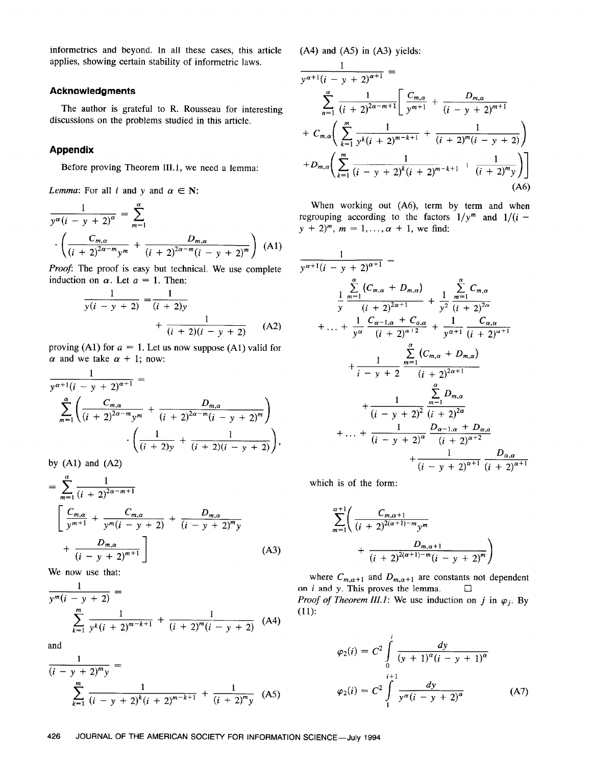informetrics and beyond. In all these cases, this article applies, showing certain stability of informetric laws.

## Acknowledgments

The author is grateful to R. Rousseau for interesting discussions on the problems studied in this article.

## Appendix

Before proving Theorem III.1, we need a lemma:

*Lemma*: For all $i$ and $y$ and $\alpha \in \mathbf{N}$:

$$\frac{1}{y^{\alpha}(i-y+2)^{\alpha}} = \sum_{m=1}^{\alpha} \cdot \left( \frac{C_{m,\alpha}}{(i+2)^{2\alpha-m}y^m} + \frac{D_{m,\alpha}}{(i+2)^{2\alpha-m}(i-y+2)^m} \right) \quad \text{(A1)}$$

*Proof*: The proof is easy but technical. We use complete induction on $\alpha$. Let $a = 1$. Then:

$$\frac{1}{y(i-y+2)} = \frac{1}{(i+2)y} + \frac{1}{(i+2)(i-y+2)} \quad \text{(A2)}$$

proving (A1) for $a = 1$. Let us now suppose (A1) valid for $\alpha$ and we take $\alpha + 1$; now:

$$\frac{1}{y^{\alpha+1}(i-y+2)^{\alpha+1}} = \sum_{m=1}^{\alpha} \left( \frac{C_{m,\alpha}}{(i+2)^{2\alpha-m}y^m} + \frac{D_{m,\alpha}}{(i+2)^{2\alpha-m}(i-y+2)^m} \right) \cdot \left( \frac{1}{(i+2)y} + \frac{1}{(i+2)(i-y+2)} \right),$$

by (A1) and (A2)

$$= \sum_{m=1}^{\alpha} \frac{1}{(i+2)^{2\alpha-m+1}} \left[ \frac{C_{m,\alpha}}{y^{m+1}} + \frac{C_{m,\alpha}}{y^m(i-y+2)} + \frac{D_{m,\alpha}}{(i-y+2)^m y} + \frac{D_{m,\alpha}}{(i-y+2)^{m+1}} \right] \quad \text{(A3)}$$

We now use that:

$$\frac{1}{y^m(i-y+2)} = \sum_{k=1}^{m} \frac{1}{y^k(i+2)^{m-k+1}} + \frac{1}{(i+2)^m(i-y+2)} \quad \text{(A4)}$$

and

$$\frac{1}{(i-y+2)^m y} = \sum_{k=1}^{m} \frac{1}{(i-y+2)^k(i+2)^{m-k+1}} + \frac{1}{(i+2)^m y} \quad \text{(A5)}$$

(A4) and (A5) in (A3) yields:

$$\frac{1}{y^{\alpha+1}(i-y+2)^{\alpha+1}} = \sum_{n=1}^{\alpha} \frac{1}{(i+2)^{2\alpha-m+1}} \left[ \frac{C_{m,\alpha}}{y^{m+1}} + \frac{D_{m,\alpha}}{(i-y+2)^{m+1}} + C_{m,\alpha}\left( \sum_{k=1}^{m} \frac{1}{y^k(i+2)^{m-k+1}} + \frac{1}{(i+2)^m(i-y+2)} \right) + D_{m,\alpha}\left( \sum_{k=1}^{m} \frac{1}{(i-y+2)^k(i+2)^{m-k+1}} + \frac{1}{(i+2)^m y} \right) \right] \quad \text{(A6)}$$

When working out (A6), term by term and when regrouping according to the factors $1/y^m$ and $1/(i - y + 2)^m$, $m = 1, \ldots, \alpha + 1$, we find:

$$\begin{aligned}
\frac{1}{y^{\alpha+1}(i-y+2)^{\alpha+1}} = {} & \frac{1}{y} \frac{\sum_{m=1}^{\alpha} (C_{m,\alpha} + D_{m,\alpha})}{(i+2)^{2\alpha+1}} + \frac{1}{y^2} \frac{\sum_{m=1}^{\alpha} C_{m,\alpha}}{(i+2)^{2\alpha}} \\
& + \ldots + \frac{1}{y^{\alpha}} \frac{C_{\alpha-1,\alpha} + C_{\alpha,\alpha}}{(i+2)^{\alpha+2}} + \frac{1}{y^{\alpha+1}} \frac{C_{\alpha,\alpha}}{(i+2)^{\alpha+1}} \\
& + \frac{1}{i-y+2} \frac{\sum_{m=1}^{\alpha} (C_{m,\alpha} + D_{m,\alpha})}{(i+2)^{2\alpha+1}} \\
& + \frac{1}{(i-y+2)^2} \frac{\sum_{m=1}^{\alpha} D_{m,\alpha}}{(i+2)^{2\alpha}} \\
& + \ldots + \frac{1}{(i-y+2)^{\alpha}} \frac{D_{\alpha-1,\alpha} + D_{\alpha,\alpha}}{(i+2)^{\alpha+2}} \\
& + \frac{1}{(i-y+2)^{\alpha+1}} \frac{D_{\alpha,\alpha}}{(i+2)^{\alpha+1}}
\end{aligned}$$

which is of the form:

$$\sum_{m=1}^{\alpha+1} \left( \frac{C_{m,\alpha+1}}{(i+2)^{2(\alpha+1)-m}y^m} + \frac{D_{m,\alpha+1}}{(i+2)^{2(\alpha+1)-m}(i-y+2)^m} \right)$$

where $C_{m,\alpha+1}$ and $D_{m,\alpha+1}$ are constants not dependent on $i$ and $y$. This proves the lemma. □

*Proof of Theorem III.1*: We use induction on $j$ in $\varphi_j$. By (11):

$$\varphi_2(i) = C^2 \int_0^i \frac{dy}{(y+1)^{\alpha}(i-y+1)^{\alpha}}$$

$$\varphi_2(i) = C^2 \int_1^{i+1} \frac{dy}{y^{\alpha}(i-y+2)^{\alpha}} \quad \text{(A7)}$$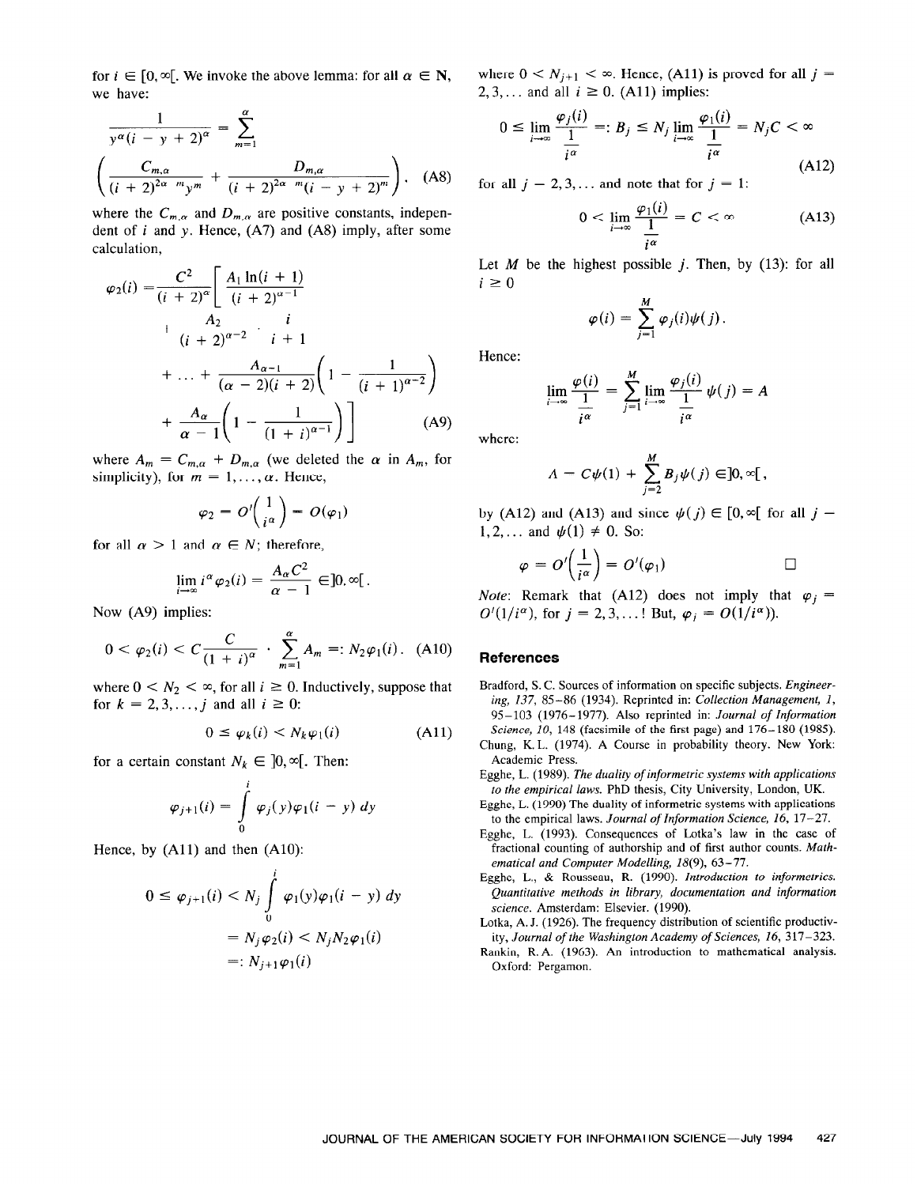for $i \in [0, \infty[$. We invoke the above lemma: for all $\alpha \in \mathbf{N}$, we have:

$$\frac{1}{y^{\alpha}(i-y+2)^{\alpha}} = \sum_{m=1}^{\alpha} \left( \frac{C_{m,\alpha}}{(i+2)^{2\alpha-m} y^m} + \frac{D_{m,\alpha}}{(i+2)^{2\alpha-m}(i-y+2)^m} \right), \quad \text{(A8)}$$

where the $C_{m,\alpha}$ and $D_{m,\alpha}$ are positive constants, independent of $i$ and $y$. Hence, (A7) and (A8) imply, after some calculation,

$$\varphi_2(i) = \frac{C^2}{(i+2)^{\alpha}} \left[ \frac{A_1 \ln(i+1)}{(i+2)^{\alpha-1}} + \frac{A_2}{(i+2)^{\alpha-2}} \cdot \frac{i}{i+1} + \ldots + \frac{A_{\alpha-1}}{(\alpha-2)(i+2)} \left(1 - \frac{1}{(i+1)^{\alpha-2}}\right) + \frac{A_{\alpha}}{\alpha-1} \left(1 - \frac{1}{(1+i)^{\alpha-1}}\right) \right] \quad \text{(A9)}$$

where $A_m = C_{m,\alpha} + D_{m,\alpha}$ (we deleted the $\alpha$ in $A_m$, for simplicity), for $m = 1, \ldots, \alpha$. Hence,

$$\varphi_2 = O'\left(\frac{1}{i^{\alpha}}\right) = O(\varphi_1)$$

for all $\alpha > 1$ and $\alpha \in N$; therefore,

$$\lim_{i \to \infty} i^{\alpha} \varphi_2(i) = \frac{A_{\alpha} C^2}{\alpha - 1} \in ]0, \infty[.$$

Now (A9) implies:

$$0 < \varphi_2(i) < C \frac{C}{(1+i)^{\alpha}} \cdot \sum_{m=1}^{\alpha} A_m =: N_2 \varphi_1(i). \quad \text{(A10)}$$

where $0 < N_2 < \infty$, for all $i \geq 0$. Inductively, suppose that for $k = 2, 3, \ldots, j$ and all $i \geq 0$:

$$0 \leq \varphi_k(i) < N_k \varphi_1(i) \quad \text{(A11)}$$

for a certain constant $N_k \in ]0, \infty[$. Then:

$$\varphi_{j+1}(i) = \int_0^i \varphi_j(y) \varphi_1(i-y)\, dy$$

Hence, by (A11) and then (A10):

$$0 \leq \varphi_{j+1}(i) < N_j \int_0^i \varphi_1(y) \varphi_1(i-y)\, dy = N_j \varphi_2(i) < N_j N_2 \varphi_1(i) =: N_{j+1} \varphi_1(i)$$

where $0 < N_{j+1} < \infty$. Hence, (A11) is proved for all $j = 2, 3, \ldots$ and all $i \geq 0$. (A11) implies:

$$0 \leq \lim_{i \to \infty} \frac{\varphi_j(i)}{\frac{1}{i^{\alpha}}} =: B_j \leq N_j \lim_{i \to \infty} \frac{\varphi_1(i)}{\frac{1}{i^{\alpha}}} = N_j C < \infty \quad \text{(A12)}$$

for all $j = 2, 3, \ldots$ and note that for $j = 1$:

$$0 < \lim_{i \to \infty} \frac{\varphi_1(i)}{\frac{1}{i^{\alpha}}} = C < \infty \quad \text{(A13)}$$

Let $M$ be the highest possible $j$. Then, by (13): for all $i \geq 0$

$$\varphi(i) = \sum_{j=1}^{M} \varphi_j(i) \psi(j).$$

Hence:

$$\lim_{i \to \infty} \frac{\varphi(i)}{\frac{1}{i^{\alpha}}} = \sum_{j=1}^{M} \lim_{i \to \infty} \frac{\varphi_j(i)}{\frac{1}{i^{\alpha}}} \psi(j) = A$$

where:

$$A = C\psi(1) + \sum_{j=2}^{M} B_j \psi(j) \in ]0, \infty[,$$

by (A12) and (A13) and since $\psi(j) \in [0, \infty[$ for all $j = 1, 2, \ldots$ and $\psi(1) \neq 0$. So:

$$\varphi = O'\left(\frac{1}{i^{\alpha}}\right) = O'(\varphi_1) \qquad \square$$

*Note*: Remark that (A12) does not imply that $\varphi_j = O'(1/i^{\alpha})$, for $j = 2, 3, \ldots$! But, $\varphi_j = O(1/i^{\alpha})$).

## References

Bradford, S. C. Sources of information on specific subjects. *Engineering, 137*, 85–86 (1934). Reprinted in: *Collection Management, 1*, 95–103 (1976–1977). Also reprinted in: *Journal of Information Science, 10*, 148 (facsimile of the first page) and 176–180 (1985).

Chung, K. L. (1974). A Course in probability theory. New York: Academic Press.

Egghe, L. (1989). *The duality of informetric systems with applications to the empirical laws.* PhD thesis, City University, London, UK.

Egghe, L. (1990) The duality of informetric systems with applications to the empirical laws. *Journal of Information Science, 16*, 17–27.

Egghe, L. (1993). Consequences of Lotka's law in the case of fractional counting of authorship and of first author counts. *Mathematical and Computer Modelling, 18*(9), 63–77.

Egghe, L., & Rousseau, R. (1990). *Introduction to informetrics. Quantitative methods in library, documentation and information science.* Amsterdam: Elsevier. (1990).

Lotka, A. J. (1926). The frequency distribution of scientific productivity, *Journal of the Washington Academy of Sciences, 16*, 317–323.

Rankin, R. A. (1963). An introduction to mathematical analysis. Oxford: Pergamon.